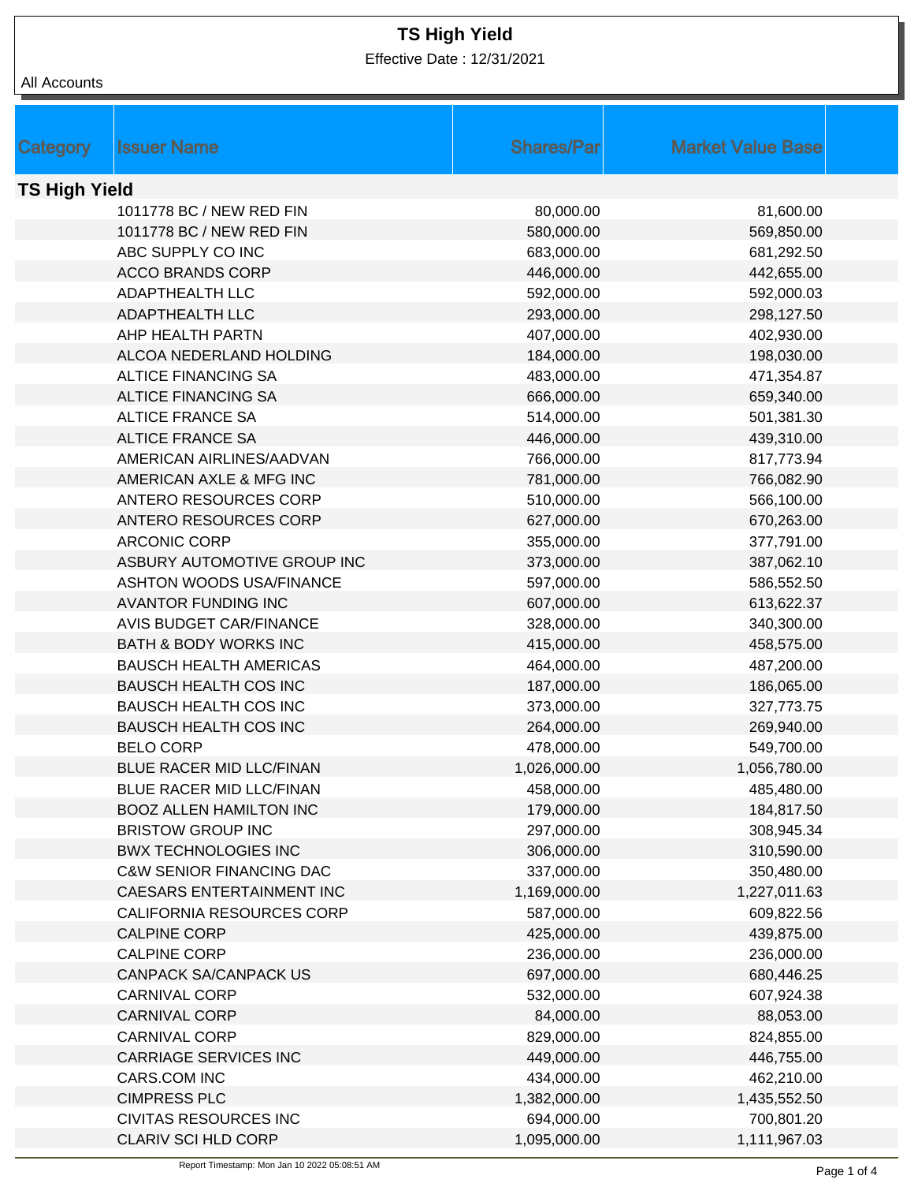# TS High Yield

Effective Date : 12/31/2021

All Accounts

| Category | Issuer Name | Shares/Par | Market Value Base |
|---|---|---|---|
| **TS High Yield** | | | |
| | 1011778 BC / NEW RED FIN | 80,000.00 | 81,600.00 |
| | 1011778 BC / NEW RED FIN | 580,000.00 | 569,850.00 |
| | ABC SUPPLY CO INC | 683,000.00 | 681,292.50 |
| | ACCO BRANDS CORP | 446,000.00 | 442,655.00 |
| | ADAPTHEALTH LLC | 592,000.00 | 592,000.03 |
| | ADAPTHEALTH LLC | 293,000.00 | 298,127.50 |
| | AHP HEALTH PARTN | 407,000.00 | 402,930.00 |
| | ALCOA NEDERLAND HOLDING | 184,000.00 | 198,030.00 |
| | ALTICE FINANCING SA | 483,000.00 | 471,354.87 |
| | ALTICE FINANCING SA | 666,000.00 | 659,340.00 |
| | ALTICE FRANCE SA | 514,000.00 | 501,381.30 |
| | ALTICE FRANCE SA | 446,000.00 | 439,310.00 |
| | AMERICAN AIRLINES/AADVAN | 766,000.00 | 817,773.94 |
| | AMERICAN AXLE & MFG INC | 781,000.00 | 766,082.90 |
| | ANTERO RESOURCES CORP | 510,000.00 | 566,100.00 |
| | ANTERO RESOURCES CORP | 627,000.00 | 670,263.00 |
| | ARCONIC CORP | 355,000.00 | 377,791.00 |
| | ASBURY AUTOMOTIVE GROUP INC | 373,000.00 | 387,062.10 |
| | ASHTON WOODS USA/FINANCE | 597,000.00 | 586,552.50 |
| | AVANTOR FUNDING INC | 607,000.00 | 613,622.37 |
| | AVIS BUDGET CAR/FINANCE | 328,000.00 | 340,300.00 |
| | BATH & BODY WORKS INC | 415,000.00 | 458,575.00 |
| | BAUSCH HEALTH AMERICAS | 464,000.00 | 487,200.00 |
| | BAUSCH HEALTH COS INC | 187,000.00 | 186,065.00 |
| | BAUSCH HEALTH COS INC | 373,000.00 | 327,773.75 |
| | BAUSCH HEALTH COS INC | 264,000.00 | 269,940.00 |
| | BELO CORP | 478,000.00 | 549,700.00 |
| | BLUE RACER MID LLC/FINAN | 1,026,000.00 | 1,056,780.00 |
| | BLUE RACER MID LLC/FINAN | 458,000.00 | 485,480.00 |
| | BOOZ ALLEN HAMILTON INC | 179,000.00 | 184,817.50 |
| | BRISTOW GROUP INC | 297,000.00 | 308,945.34 |
| | BWX TECHNOLOGIES INC | 306,000.00 | 310,590.00 |
| | C&W SENIOR FINANCING DAC | 337,000.00 | 350,480.00 |
| | CAESARS ENTERTAINMENT INC | 1,169,000.00 | 1,227,011.63 |
| | CALIFORNIA RESOURCES CORP | 587,000.00 | 609,822.56 |
| | CALPINE CORP | 425,000.00 | 439,875.00 |
| | CALPINE CORP | 236,000.00 | 236,000.00 |
| | CANPACK SA/CANPACK US | 697,000.00 | 680,446.25 |
| | CARNIVAL CORP | 532,000.00 | 607,924.38 |
| | CARNIVAL CORP | 84,000.00 | 88,053.00 |
| | CARNIVAL CORP | 829,000.00 | 824,855.00 |
| | CARRIAGE SERVICES INC | 449,000.00 | 446,755.00 |
| | CARS.COM INC | 434,000.00 | 462,210.00 |
| | CIMPRESS PLC | 1,382,000.00 | 1,435,552.50 |
| | CIVITAS RESOURCES INC | 694,000.00 | 700,801.20 |
| | CLARIV SCI HLD CORP | 1,095,000.00 | 1,111,967.03 |

Report Timestamp: Mon Jan 10 2022 05:08:51 AM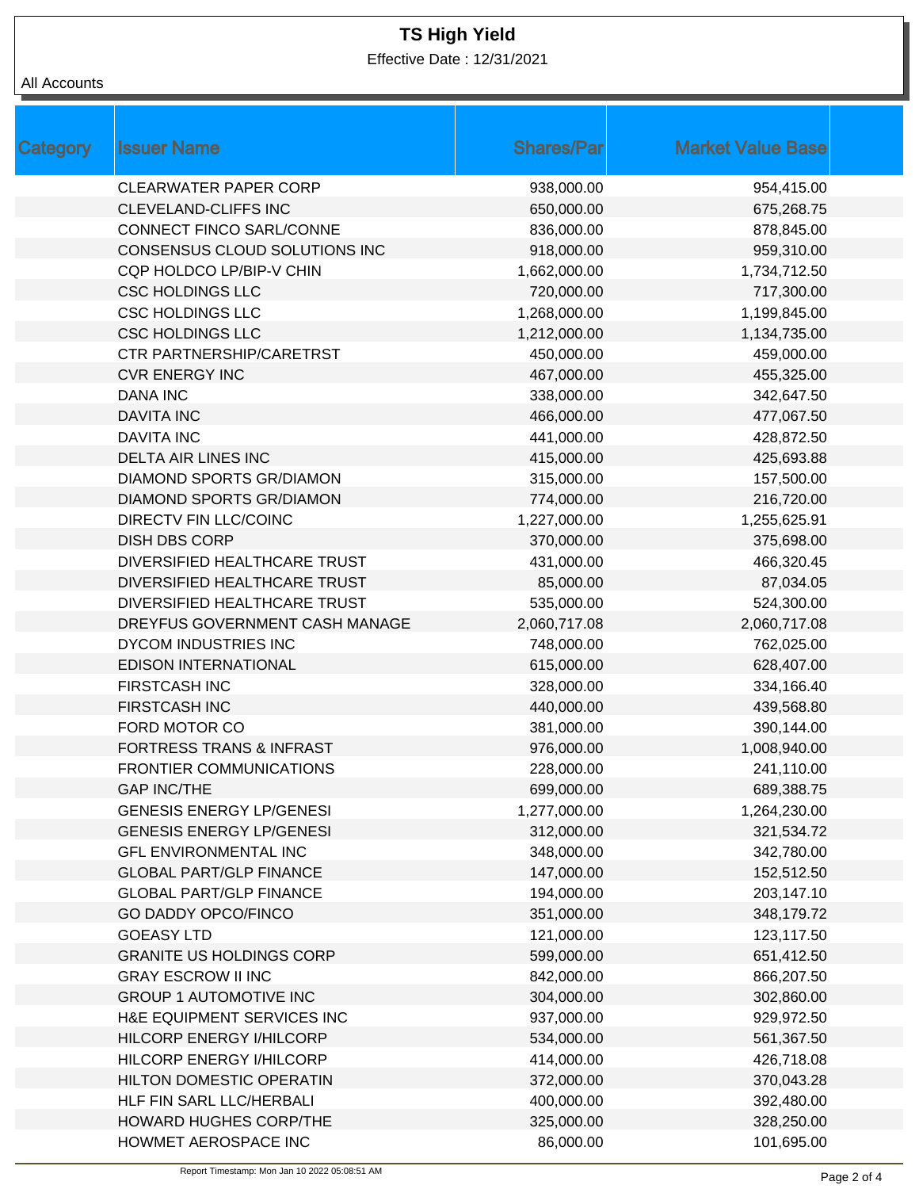# TS High Yield

Effective Date : 12/31/2021

All Accounts

| Category | Issuer Name | Shares/Par | Market Value Base |
|---|---|---|---|
| | CLEARWATER PAPER CORP | 938,000.00 | 954,415.00 |
| | CLEVELAND-CLIFFS INC | 650,000.00 | 675,268.75 |
| | CONNECT FINCO SARL/CONNE | 836,000.00 | 878,845.00 |
| | CONSENSUS CLOUD SOLUTIONS INC | 918,000.00 | 959,310.00 |
| | CQP HOLDCO LP/BIP-V CHIN | 1,662,000.00 | 1,734,712.50 |
| | CSC HOLDINGS LLC | 720,000.00 | 717,300.00 |
| | CSC HOLDINGS LLC | 1,268,000.00 | 1,199,845.00 |
| | CSC HOLDINGS LLC | 1,212,000.00 | 1,134,735.00 |
| | CTR PARTNERSHIP/CARETRST | 450,000.00 | 459,000.00 |
| | CVR ENERGY INC | 467,000.00 | 455,325.00 |
| | DANA INC | 338,000.00 | 342,647.50 |
| | DAVITA INC | 466,000.00 | 477,067.50 |
| | DAVITA INC | 441,000.00 | 428,872.50 |
| | DELTA AIR LINES INC | 415,000.00 | 425,693.88 |
| | DIAMOND SPORTS GR/DIAMON | 315,000.00 | 157,500.00 |
| | DIAMOND SPORTS GR/DIAMON | 774,000.00 | 216,720.00 |
| | DIRECTV FIN LLC/COINC | 1,227,000.00 | 1,255,625.91 |
| | DISH DBS CORP | 370,000.00 | 375,698.00 |
| | DIVERSIFIED HEALTHCARE TRUST | 431,000.00 | 466,320.45 |
| | DIVERSIFIED HEALTHCARE TRUST | 85,000.00 | 87,034.05 |
| | DIVERSIFIED HEALTHCARE TRUST | 535,000.00 | 524,300.00 |
| | DREYFUS GOVERNMENT CASH MANAGE | 2,060,717.08 | 2,060,717.08 |
| | DYCOM INDUSTRIES INC | 748,000.00 | 762,025.00 |
| | EDISON INTERNATIONAL | 615,000.00 | 628,407.00 |
| | FIRSTCASH INC | 328,000.00 | 334,166.40 |
| | FIRSTCASH INC | 440,000.00 | 439,568.80 |
| | FORD MOTOR CO | 381,000.00 | 390,144.00 |
| | FORTRESS TRANS & INFRAST | 976,000.00 | 1,008,940.00 |
| | FRONTIER COMMUNICATIONS | 228,000.00 | 241,110.00 |
| | GAP INC/THE | 699,000.00 | 689,388.75 |
| | GENESIS ENERGY LP/GENESI | 1,277,000.00 | 1,264,230.00 |
| | GENESIS ENERGY LP/GENESI | 312,000.00 | 321,534.72 |
| | GFL ENVIRONMENTAL INC | 348,000.00 | 342,780.00 |
| | GLOBAL PART/GLP FINANCE | 147,000.00 | 152,512.50 |
| | GLOBAL PART/GLP FINANCE | 194,000.00 | 203,147.10 |
| | GO DADDY OPCO/FINCO | 351,000.00 | 348,179.72 |
| | GOEASY LTD | 121,000.00 | 123,117.50 |
| | GRANITE US HOLDINGS CORP | 599,000.00 | 651,412.50 |
| | GRAY ESCROW II INC | 842,000.00 | 866,207.50 |
| | GROUP 1 AUTOMOTIVE INC | 304,000.00 | 302,860.00 |
| | H&E EQUIPMENT SERVICES INC | 937,000.00 | 929,972.50 |
| | HILCORP ENERGY I/HILCORP | 534,000.00 | 561,367.50 |
| | HILCORP ENERGY I/HILCORP | 414,000.00 | 426,718.08 |
| | HILTON DOMESTIC OPERATIN | 372,000.00 | 370,043.28 |
| | HLF FIN SARL LLC/HERBALI | 400,000.00 | 392,480.00 |
| | HOWARD HUGHES CORP/THE | 325,000.00 | 328,250.00 |
| | HOWMET AEROSPACE INC | 86,000.00 | 101,695.00 |

Report Timestamp: Mon Jan 10 2022 05:08:51 AM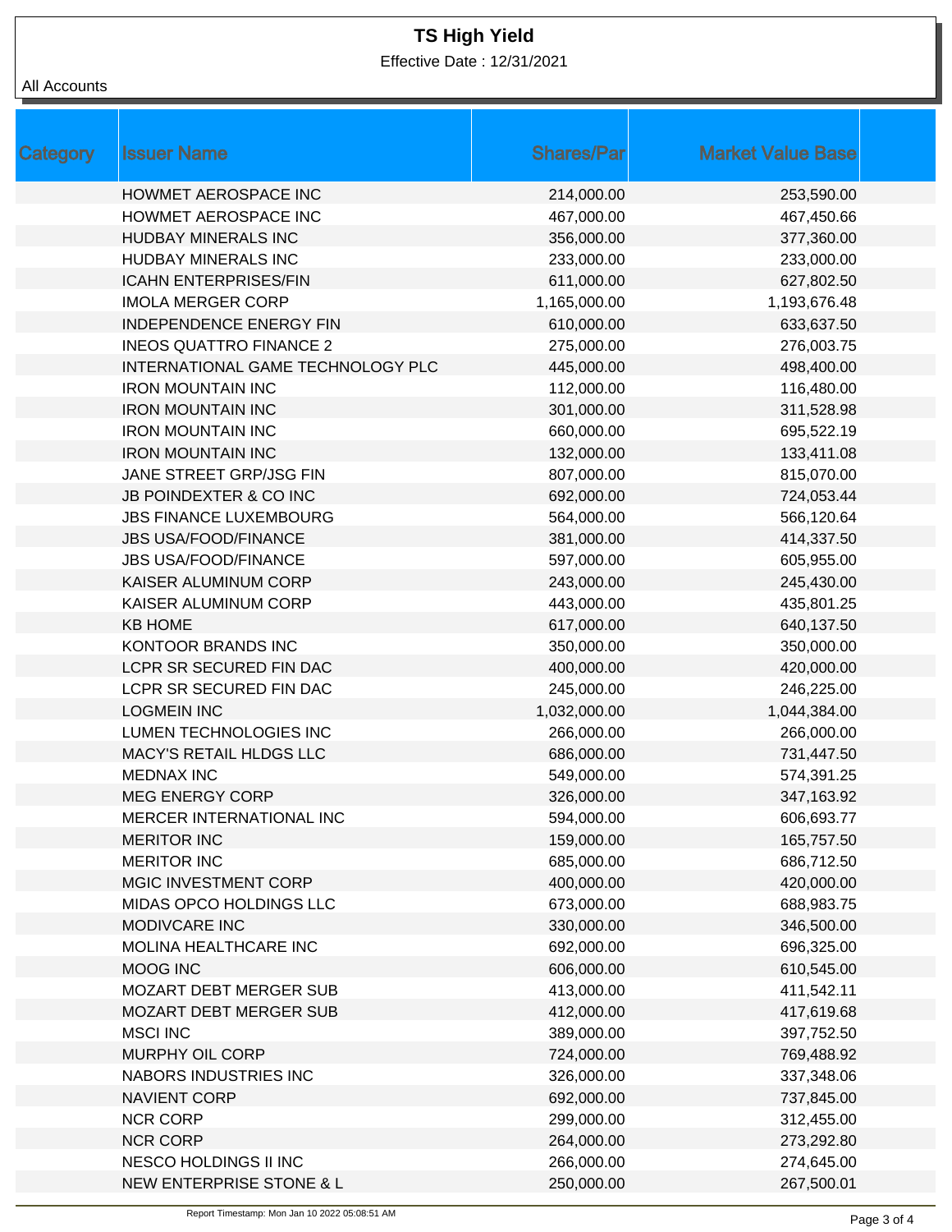# TS High Yield

Effective Date : 12/31/2021

All Accounts

| Category | Issuer Name | Shares/Par | Market Value Base |
|---|---|---|---|
| | HOWMET AEROSPACE INC | 214,000.00 | 253,590.00 |
| | HOWMET AEROSPACE INC | 467,000.00 | 467,450.66 |
| | HUDBAY MINERALS INC | 356,000.00 | 377,360.00 |
| | HUDBAY MINERALS INC | 233,000.00 | 233,000.00 |
| | ICAHN ENTERPRISES/FIN | 611,000.00 | 627,802.50 |
| | IMOLA MERGER CORP | 1,165,000.00 | 1,193,676.48 |
| | INDEPENDENCE ENERGY FIN | 610,000.00 | 633,637.50 |
| | INEOS QUATTRO FINANCE 2 | 275,000.00 | 276,003.75 |
| | INTERNATIONAL GAME TECHNOLOGY PLC | 445,000.00 | 498,400.00 |
| | IRON MOUNTAIN INC | 112,000.00 | 116,480.00 |
| | IRON MOUNTAIN INC | 301,000.00 | 311,528.98 |
| | IRON MOUNTAIN INC | 660,000.00 | 695,522.19 |
| | IRON MOUNTAIN INC | 132,000.00 | 133,411.08 |
| | JANE STREET GRP/JSG FIN | 807,000.00 | 815,070.00 |
| | JB POINDEXTER & CO INC | 692,000.00 | 724,053.44 |
| | JBS FINANCE LUXEMBOURG | 564,000.00 | 566,120.64 |
| | JBS USA/FOOD/FINANCE | 381,000.00 | 414,337.50 |
| | JBS USA/FOOD/FINANCE | 597,000.00 | 605,955.00 |
| | KAISER ALUMINUM CORP | 243,000.00 | 245,430.00 |
| | KAISER ALUMINUM CORP | 443,000.00 | 435,801.25 |
| | KB HOME | 617,000.00 | 640,137.50 |
| | KONTOOR BRANDS INC | 350,000.00 | 350,000.00 |
| | LCPR SR SECURED FIN DAC | 400,000.00 | 420,000.00 |
| | LCPR SR SECURED FIN DAC | 245,000.00 | 246,225.00 |
| | LOGMEIN INC | 1,032,000.00 | 1,044,384.00 |
| | LUMEN TECHNOLOGIES INC | 266,000.00 | 266,000.00 |
| | MACY'S RETAIL HLDGS LLC | 686,000.00 | 731,447.50 |
| | MEDNAX INC | 549,000.00 | 574,391.25 |
| | MEG ENERGY CORP | 326,000.00 | 347,163.92 |
| | MERCER INTERNATIONAL INC | 594,000.00 | 606,693.77 |
| | MERITOR INC | 159,000.00 | 165,757.50 |
| | MERITOR INC | 685,000.00 | 686,712.50 |
| | MGIC INVESTMENT CORP | 400,000.00 | 420,000.00 |
| | MIDAS OPCO HOLDINGS LLC | 673,000.00 | 688,983.75 |
| | MODIVCARE INC | 330,000.00 | 346,500.00 |
| | MOLINA HEALTHCARE INC | 692,000.00 | 696,325.00 |
| | MOOG INC | 606,000.00 | 610,545.00 |
| | MOZART DEBT MERGER SUB | 413,000.00 | 411,542.11 |
| | MOZART DEBT MERGER SUB | 412,000.00 | 417,619.68 |
| | MSCI INC | 389,000.00 | 397,752.50 |
| | MURPHY OIL CORP | 724,000.00 | 769,488.92 |
| | NABORS INDUSTRIES INC | 326,000.00 | 337,348.06 |
| | NAVIENT CORP | 692,000.00 | 737,845.00 |
| | NCR CORP | 299,000.00 | 312,455.00 |
| | NCR CORP | 264,000.00 | 273,292.80 |
| | NESCO HOLDINGS II INC | 266,000.00 | 274,645.00 |
| | NEW ENTERPRISE STONE & L | 250,000.00 | 267,500.01 |

Report Timestamp: Mon Jan 10 2022 05:08:51 AM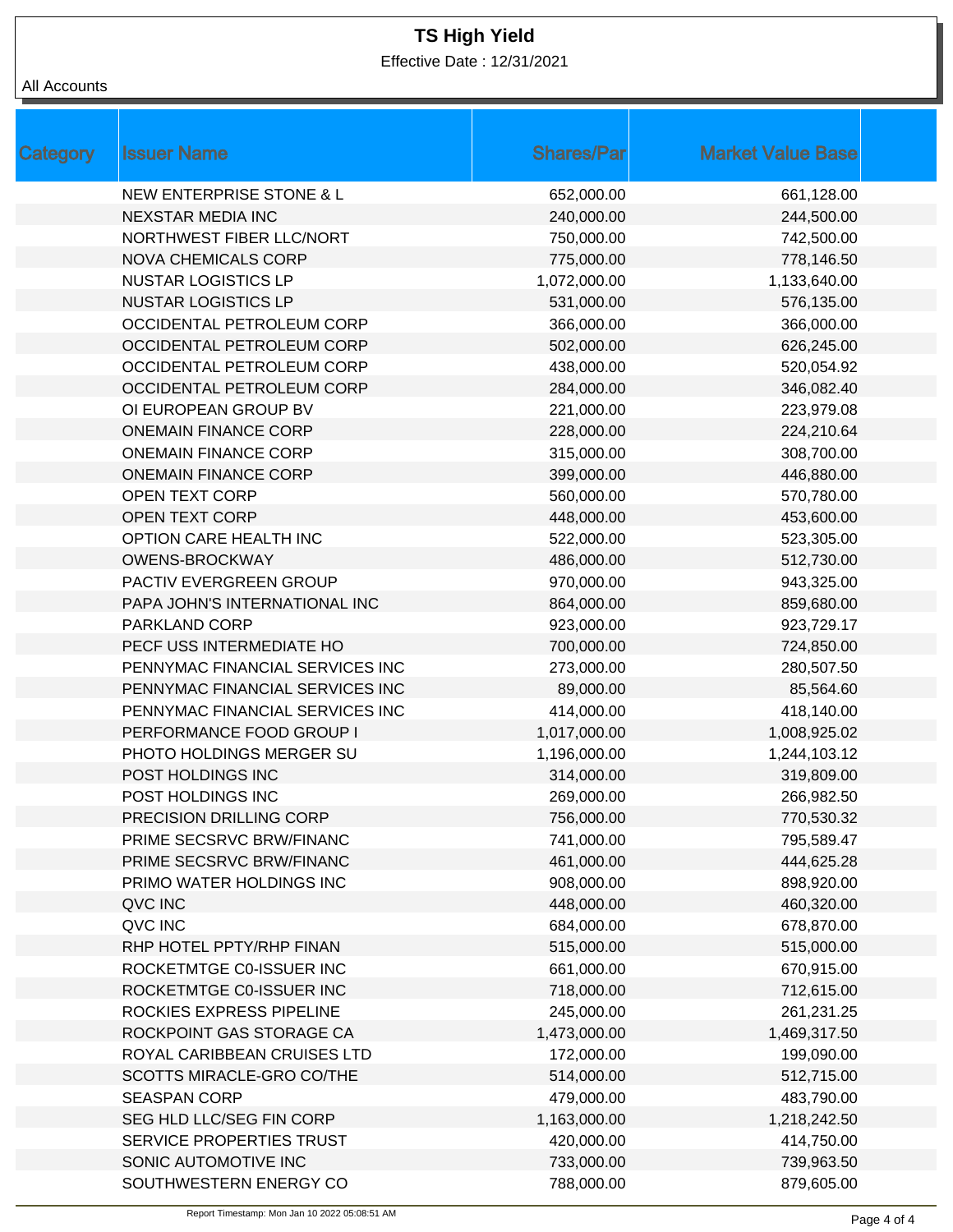# TS High Yield

Effective Date : 12/31/2021

All Accounts

| Category | Issuer Name | Shares/Par | Market Value Base |
|---|---|---|---|
| | NEW ENTERPRISE STONE & L | 652,000.00 | 661,128.00 |
| | NEXSTAR MEDIA INC | 240,000.00 | 244,500.00 |
| | NORTHWEST FIBER LLC/NORT | 750,000.00 | 742,500.00 |
| | NOVA CHEMICALS CORP | 775,000.00 | 778,146.50 |
| | NUSTAR LOGISTICS LP | 1,072,000.00 | 1,133,640.00 |
| | NUSTAR LOGISTICS LP | 531,000.00 | 576,135.00 |
| | OCCIDENTAL PETROLEUM CORP | 366,000.00 | 366,000.00 |
| | OCCIDENTAL PETROLEUM CORP | 502,000.00 | 626,245.00 |
| | OCCIDENTAL PETROLEUM CORP | 438,000.00 | 520,054.92 |
| | OCCIDENTAL PETROLEUM CORP | 284,000.00 | 346,082.40 |
| | OI EUROPEAN GROUP BV | 221,000.00 | 223,979.08 |
| | ONEMAIN FINANCE CORP | 228,000.00 | 224,210.64 |
| | ONEMAIN FINANCE CORP | 315,000.00 | 308,700.00 |
| | ONEMAIN FINANCE CORP | 399,000.00 | 446,880.00 |
| | OPEN TEXT CORP | 560,000.00 | 570,780.00 |
| | OPEN TEXT CORP | 448,000.00 | 453,600.00 |
| | OPTION CARE HEALTH INC | 522,000.00 | 523,305.00 |
| | OWENS-BROCKWAY | 486,000.00 | 512,730.00 |
| | PACTIV EVERGREEN GROUP | 970,000.00 | 943,325.00 |
| | PAPA JOHN'S INTERNATIONAL INC | 864,000.00 | 859,680.00 |
| | PARKLAND CORP | 923,000.00 | 923,729.17 |
| | PECF USS INTERMEDIATE HO | 700,000.00 | 724,850.00 |
| | PENNYMAC FINANCIAL SERVICES INC | 273,000.00 | 280,507.50 |
| | PENNYMAC FINANCIAL SERVICES INC | 89,000.00 | 85,564.60 |
| | PENNYMAC FINANCIAL SERVICES INC | 414,000.00 | 418,140.00 |
| | PERFORMANCE FOOD GROUP I | 1,017,000.00 | 1,008,925.02 |
| | PHOTO HOLDINGS MERGER SU | 1,196,000.00 | 1,244,103.12 |
| | POST HOLDINGS INC | 314,000.00 | 319,809.00 |
| | POST HOLDINGS INC | 269,000.00 | 266,982.50 |
| | PRECISION DRILLING CORP | 756,000.00 | 770,530.32 |
| | PRIME SECSRVC BRW/FINANC | 741,000.00 | 795,589.47 |
| | PRIME SECSRVC BRW/FINANC | 461,000.00 | 444,625.28 |
| | PRIMO WATER HOLDINGS INC | 908,000.00 | 898,920.00 |
| | QVC INC | 448,000.00 | 460,320.00 |
| | QVC INC | 684,000.00 | 678,870.00 |
| | RHP HOTEL PPTY/RHP FINAN | 515,000.00 | 515,000.00 |
| | ROCKETMTGE C0-ISSUER INC | 661,000.00 | 670,915.00 |
| | ROCKETMTGE C0-ISSUER INC | 718,000.00 | 712,615.00 |
| | ROCKIES EXPRESS PIPELINE | 245,000.00 | 261,231.25 |
| | ROCKPOINT GAS STORAGE CA | 1,473,000.00 | 1,469,317.50 |
| | ROYAL CARIBBEAN CRUISES LTD | 172,000.00 | 199,090.00 |
| | SCOTTS MIRACLE-GRO CO/THE | 514,000.00 | 512,715.00 |
| | SEASPAN CORP | 479,000.00 | 483,790.00 |
| | SEG HLD LLC/SEG FIN CORP | 1,163,000.00 | 1,218,242.50 |
| | SERVICE PROPERTIES TRUST | 420,000.00 | 414,750.00 |
| | SONIC AUTOMOTIVE INC | 733,000.00 | 739,963.50 |
| | SOUTHWESTERN ENERGY CO | 788,000.00 | 879,605.00 |

Report Timestamp: Mon Jan 10 2022 05:08:51 AM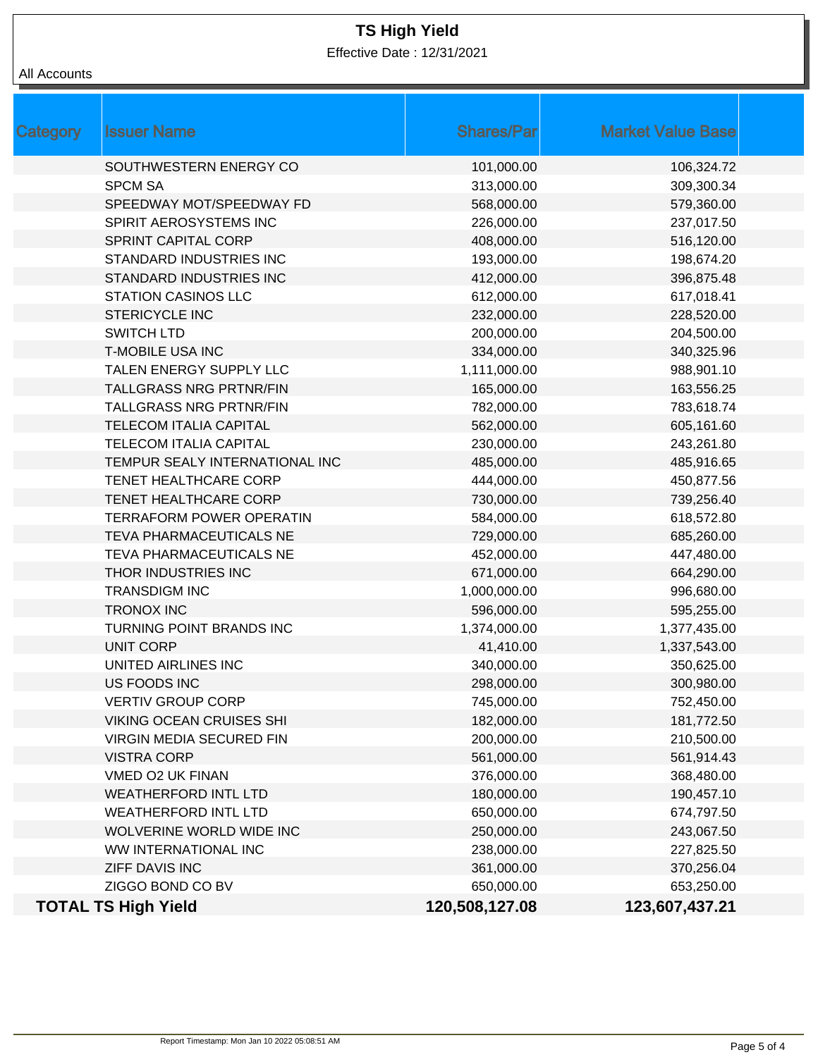# TS High Yield

Effective Date : 12/31/2021

All Accounts

| Category | Issuer Name | Shares/Par | Market Value Base |
|---|---|---|---|
| | SOUTHWESTERN ENERGY CO | 101,000.00 | 106,324.72 |
| | SPCM SA | 313,000.00 | 309,300.34 |
| | SPEEDWAY MOT/SPEEDWAY FD | 568,000.00 | 579,360.00 |
| | SPIRIT AEROSYSTEMS INC | 226,000.00 | 237,017.50 |
| | SPRINT CAPITAL CORP | 408,000.00 | 516,120.00 |
| | STANDARD INDUSTRIES INC | 193,000.00 | 198,674.20 |
| | STANDARD INDUSTRIES INC | 412,000.00 | 396,875.48 |
| | STATION CASINOS LLC | 612,000.00 | 617,018.41 |
| | STERICYCLE INC | 232,000.00 | 228,520.00 |
| | SWITCH LTD | 200,000.00 | 204,500.00 |
| | T-MOBILE USA INC | 334,000.00 | 340,325.96 |
| | TALEN ENERGY SUPPLY LLC | 1,111,000.00 | 988,901.10 |
| | TALLGRASS NRG PRTNR/FIN | 165,000.00 | 163,556.25 |
| | TALLGRASS NRG PRTNR/FIN | 782,000.00 | 783,618.74 |
| | TELECOM ITALIA CAPITAL | 562,000.00 | 605,161.60 |
| | TELECOM ITALIA CAPITAL | 230,000.00 | 243,261.80 |
| | TEMPUR SEALY INTERNATIONAL INC | 485,000.00 | 485,916.65 |
| | TENET HEALTHCARE CORP | 444,000.00 | 450,877.56 |
| | TENET HEALTHCARE CORP | 730,000.00 | 739,256.40 |
| | TERRAFORM POWER OPERATIN | 584,000.00 | 618,572.80 |
| | TEVA PHARMACEUTICALS NE | 729,000.00 | 685,260.00 |
| | TEVA PHARMACEUTICALS NE | 452,000.00 | 447,480.00 |
| | THOR INDUSTRIES INC | 671,000.00 | 664,290.00 |
| | TRANSDIGM INC | 1,000,000.00 | 996,680.00 |
| | TRONOX INC | 596,000.00 | 595,255.00 |
| | TURNING POINT BRANDS INC | 1,374,000.00 | 1,377,435.00 |
| | UNIT CORP | 41,410.00 | 1,337,543.00 |
| | UNITED AIRLINES INC | 340,000.00 | 350,625.00 |
| | US FOODS INC | 298,000.00 | 300,980.00 |
| | VERTIV GROUP CORP | 745,000.00 | 752,450.00 |
| | VIKING OCEAN CRUISES SHI | 182,000.00 | 181,772.50 |
| | VIRGIN MEDIA SECURED FIN | 200,000.00 | 210,500.00 |
| | VISTRA CORP | 561,000.00 | 561,914.43 |
| | VMED O2 UK FINAN | 376,000.00 | 368,480.00 |
| | WEATHERFORD INTL LTD | 180,000.00 | 190,457.10 |
| | WEATHERFORD INTL LTD | 650,000.00 | 674,797.50 |
| | WOLVERINE WORLD WIDE INC | 250,000.00 | 243,067.50 |
| | WW INTERNATIONAL INC | 238,000.00 | 227,825.50 |
| | ZIFF DAVIS INC | 361,000.00 | 370,256.04 |
| | ZIGGO BOND CO BV | 650,000.00 | 653,250.00 |
| **TOTAL TS High Yield** | | **120,508,127.08** | **123,607,437.21** |

Report Timestamp: Mon Jan 10 2022 05:08:51 AM